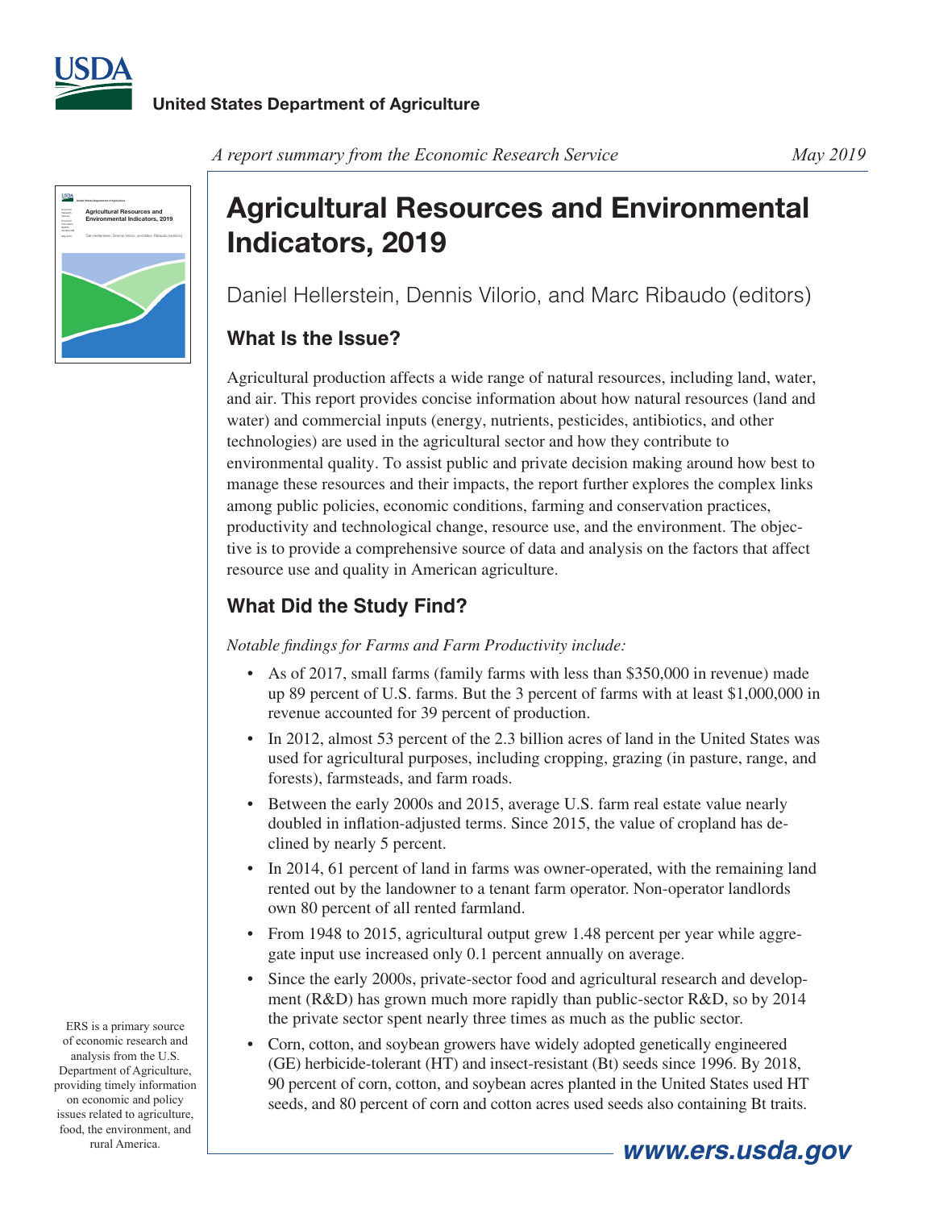United States Department of Agriculture

*A report summary from the Economic Research Service*

May 2019

# Agricultural Resources and Environmental Indicators, 2019

Daniel Hellerstein, Dennis Vilorio, and Marc Ribaudo (editors)

## What Is the Issue?

Agricultural production affects a wide range of natural resources, including land, water, and air. This report provides concise information about how natural resources (land and water) and commercial inputs (energy, nutrients, pesticides, antibiotics, and other technologies) are used in the agricultural sector and how they contribute to environmental quality. To assist public and private decision making around how best to manage these resources and their impacts, the report further explores the complex links among public policies, economic conditions, farming and conservation practices, productivity and technological change, resource use, and the environment. The objective is to provide a comprehensive source of data and analysis on the factors that affect resource use and quality in American agriculture.

## What Did the Study Find?

*Notable findings for Farms and Farm Productivity include:*

- As of 2017, small farms (family farms with less than $350,000 in revenue) made up 89 percent of U.S. farms. But the 3 percent of farms with at least $1,000,000 in revenue accounted for 39 percent of production.
- In 2012, almost 53 percent of the 2.3 billion acres of land in the United States was used for agricultural purposes, including cropping, grazing (in pasture, range, and forests), farmsteads, and farm roads.
- Between the early 2000s and 2015, average U.S. farm real estate value nearly doubled in inflation-adjusted terms. Since 2015, the value of cropland has declined by nearly 5 percent.
- In 2014, 61 percent of land in farms was owner-operated, with the remaining land rented out by the landowner to a tenant farm operator. Non-operator landlords own 80 percent of all rented farmland.
- From 1948 to 2015, agricultural output grew 1.48 percent per year while aggregate input use increased only 0.1 percent annually on average.
- Since the early 2000s, private-sector food and agricultural research and development (R&D) has grown much more rapidly than public-sector R&D, so by 2014 the private sector spent nearly three times as much as the public sector.
- Corn, cotton, and soybean growers have widely adopted genetically engineered (GE) herbicide-tolerant (HT) and insect-resistant (Bt) seeds since 1996. By 2018, 90 percent of corn, cotton, and soybean acres planted in the United States used HT seeds, and 80 percent of corn and cotton acres used seeds also containing Bt traits.

ERS is a primary source of economic research and analysis from the U.S. Department of Agriculture, providing timely information on economic and policy issues related to agriculture, food, the environment, and rural America.

www.ers.usda.gov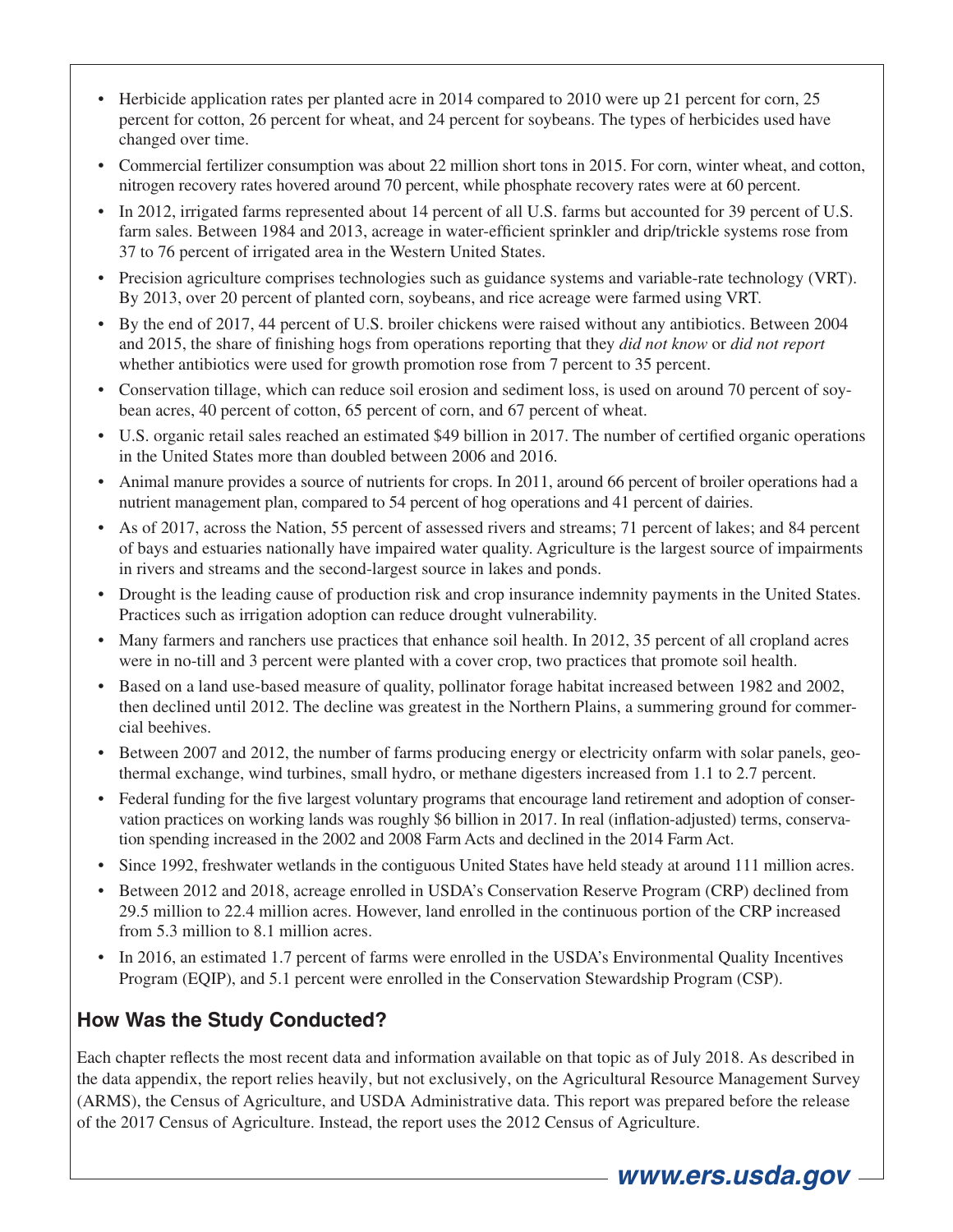- Herbicide application rates per planted acre in 2014 compared to 2010 were up 21 percent for corn, 25 percent for cotton, 26 percent for wheat, and 24 percent for soybeans. The types of herbicides used have changed over time.
- Commercial fertilizer consumption was about 22 million short tons in 2015. For corn, winter wheat, and cotton, nitrogen recovery rates hovered around 70 percent, while phosphate recovery rates were at 60 percent.
- In 2012, irrigated farms represented about 14 percent of all U.S. farms but accounted for 39 percent of U.S. farm sales. Between 1984 and 2013, acreage in water-efficient sprinkler and drip/trickle systems rose from 37 to 76 percent of irrigated area in the Western United States.
- Precision agriculture comprises technologies such as guidance systems and variable-rate technology (VRT). By 2013, over 20 percent of planted corn, soybeans, and rice acreage were farmed using VRT.
- By the end of 2017, 44 percent of U.S. broiler chickens were raised without any antibiotics. Between 2004 and 2015, the share of finishing hogs from operations reporting that they *did not know* or *did not report* whether antibiotics were used for growth promotion rose from 7 percent to 35 percent.
- Conservation tillage, which can reduce soil erosion and sediment loss, is used on around 70 percent of soybean acres, 40 percent of cotton, 65 percent of corn, and 67 percent of wheat.
- U.S. organic retail sales reached an estimated $49 billion in 2017. The number of certified organic operations in the United States more than doubled between 2006 and 2016.
- Animal manure provides a source of nutrients for crops. In 2011, around 66 percent of broiler operations had a nutrient management plan, compared to 54 percent of hog operations and 41 percent of dairies.
- As of 2017, across the Nation, 55 percent of assessed rivers and streams; 71 percent of lakes; and 84 percent of bays and estuaries nationally have impaired water quality. Agriculture is the largest source of impairments in rivers and streams and the second-largest source in lakes and ponds.
- Drought is the leading cause of production risk and crop insurance indemnity payments in the United States. Practices such as irrigation adoption can reduce drought vulnerability.
- Many farmers and ranchers use practices that enhance soil health. In 2012, 35 percent of all cropland acres were in no-till and 3 percent were planted with a cover crop, two practices that promote soil health.
- Based on a land use-based measure of quality, pollinator forage habitat increased between 1982 and 2002, then declined until 2012. The decline was greatest in the Northern Plains, a summering ground for commercial beehives.
- Between 2007 and 2012, the number of farms producing energy or electricity onfarm with solar panels, geothermal exchange, wind turbines, small hydro, or methane digesters increased from 1.1 to 2.7 percent.
- Federal funding for the five largest voluntary programs that encourage land retirement and adoption of conservation practices on working lands was roughly $6 billion in 2017. In real (inflation-adjusted) terms, conservation spending increased in the 2002 and 2008 Farm Acts and declined in the 2014 Farm Act.
- Since 1992, freshwater wetlands in the contiguous United States have held steady at around 111 million acres.
- Between 2012 and 2018, acreage enrolled in USDA's Conservation Reserve Program (CRP) declined from 29.5 million to 22.4 million acres. However, land enrolled in the continuous portion of the CRP increased from 5.3 million to 8.1 million acres.
- In 2016, an estimated 1.7 percent of farms were enrolled in the USDA's Environmental Quality Incentives Program (EQIP), and 5.1 percent were enrolled in the Conservation Stewardship Program (CSP).

## How Was the Study Conducted?

Each chapter reflects the most recent data and information available on that topic as of July 2018. As described in the data appendix, the report relies heavily, but not exclusively, on the Agricultural Resource Management Survey (ARMS), the Census of Agriculture, and USDA Administrative data. This report was prepared before the release of the 2017 Census of Agriculture. Instead, the report uses the 2012 Census of Agriculture.

www.ers.usda.gov